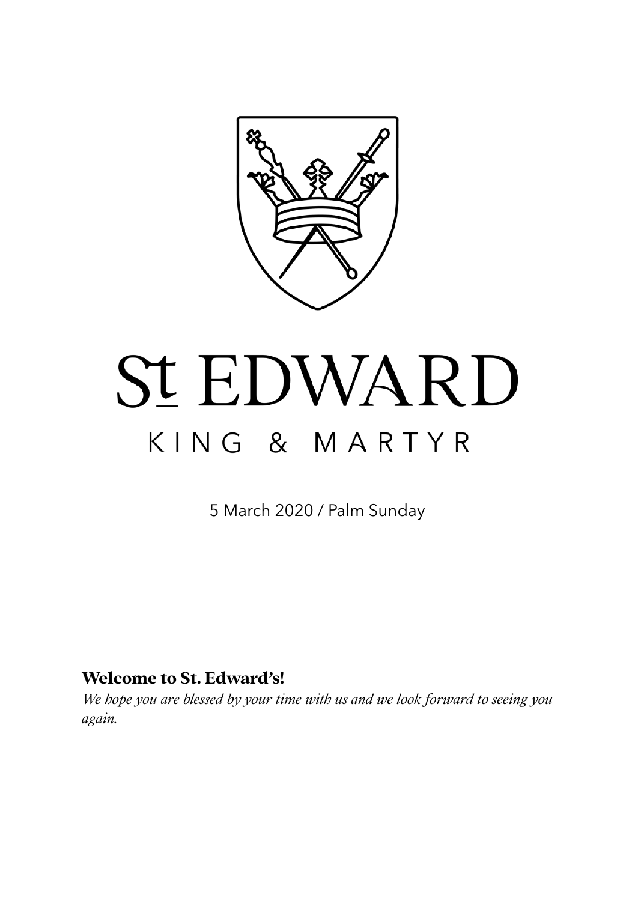# St EDWARD

KING & MARTYR

5 March 2020 / Palm Sunday

**Welcome to St. Edward's!**

*We hope you are blessed by your time with us and we look forward to seeing you again.*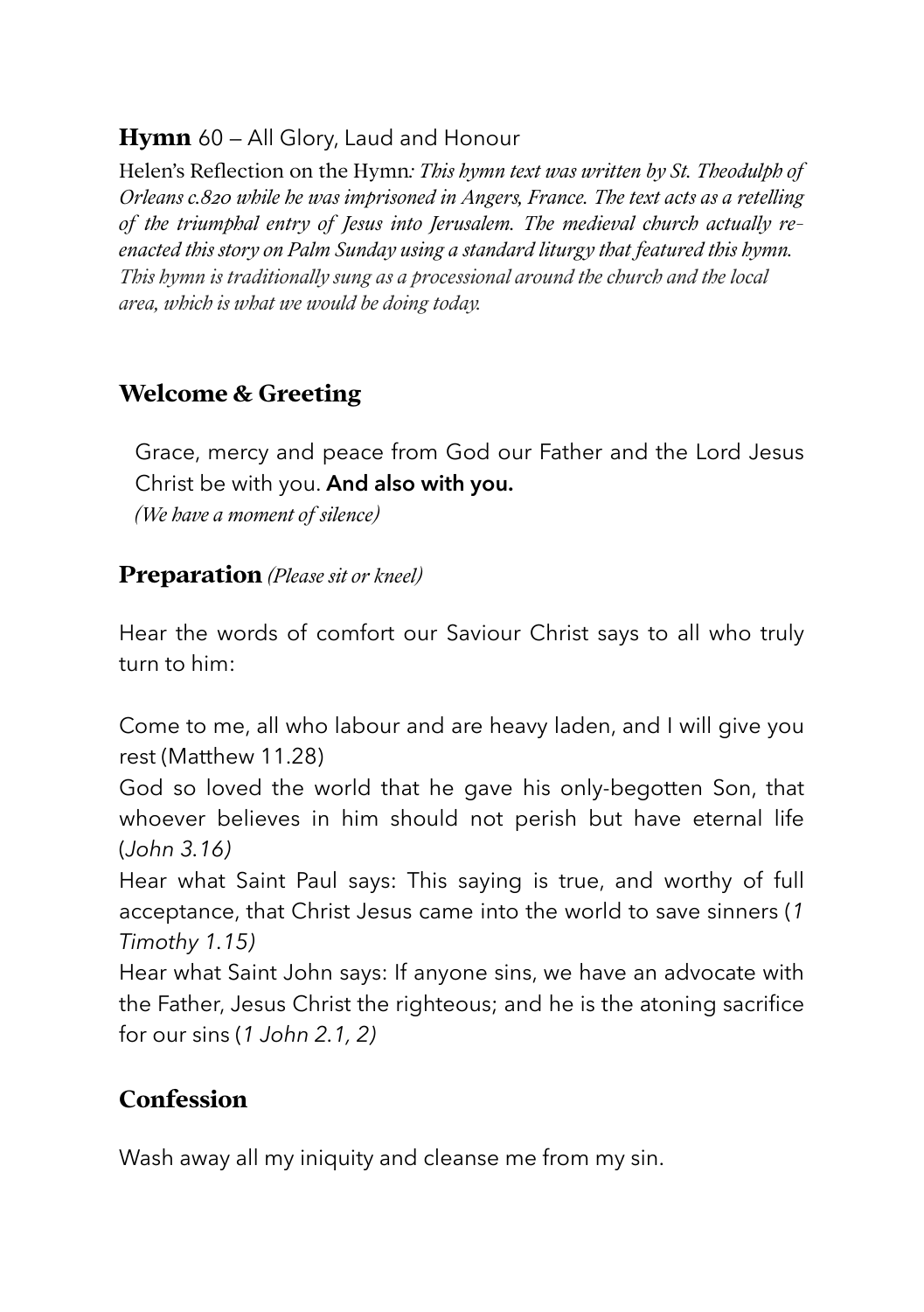## **Hymn** 60 – All Glory, Laud and Honour

Helen's Reflection on the Hymn*: This hymn text was written by St. Theodulph of Orleans c.820 while he was imprisoned in Angers, France. The text acts as a retelling of the triumphal entry of Jesus into Jerusalem. The medieval church actually re-enacted this story on Palm Sunday using a standard liturgy that featured this hymn. This hymn is traditionally sung as a processional around the church and the local area, which is what we would be doing today.*

## Welcome & Greeting

Grace, mercy and peace from God our Father and the Lord Jesus Christ be with you. **And also with you.**
*(We have a moment of silence)*

## Preparation *(Please sit or kneel)*

Hear the words of comfort our Saviour Christ says to all who truly turn to him:

Come to me, all who labour and are heavy laden, and I will give you rest (Matthew 11.28)
God so loved the world that he gave his only-begotten Son, that whoever believes in him should not perish but have eternal life (*John 3.16)*
Hear what Saint Paul says: This saying is true, and worthy of full acceptance, that Christ Jesus came into the world to save sinners (*1 Timothy 1.15)*
Hear what Saint John says: If anyone sins, we have an advocate with the Father, Jesus Christ the righteous; and he is the atoning sacrifice for our sins (*1 John 2.1, 2)*

## Confession

Wash away all my iniquity and cleanse me from my sin.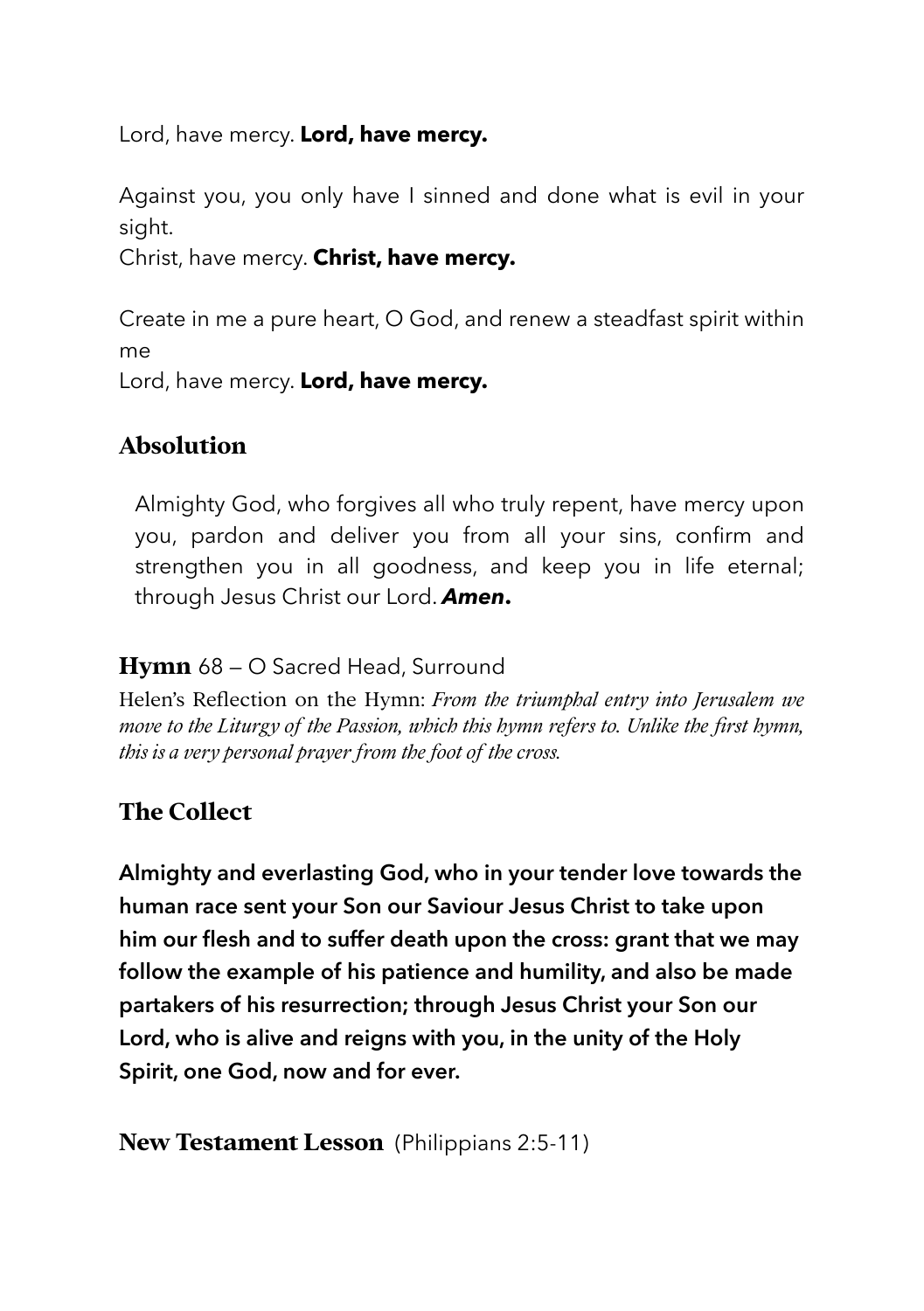Lord, have mercy. **Lord, have mercy.**

Against you, you only have I sinned and done what is evil in your sight.
Christ, have mercy. **Christ, have mercy.**

Create in me a pure heart, O God, and renew a steadfast spirit within me
Lord, have mercy. **Lord, have mercy.**

## Absolution

Almighty God, who forgives all who truly repent, have mercy upon you, pardon and deliver you from all your sins, confirm and strengthen you in all goodness, and keep you in life eternal; through Jesus Christ our Lord. ***Amen*.**

### **Hymn** 68 — O Sacred Head, Surround

Helen's Reflection on the Hymn: *From the triumphal entry into Jerusalem we move to the Liturgy of the Passion, which this hymn refers to. Unlike the first hymn, this is a very personal prayer from the foot of the cross.*

## The Collect

**Almighty and everlasting God, who in your tender love towards the human race sent your Son our Saviour Jesus Christ to take upon him our flesh and to suffer death upon the cross: grant that we may follow the example of his patience and humility, and also be made partakers of his resurrection; through Jesus Christ your Son our Lord, who is alive and reigns with you, in the unity of the Holy Spirit, one God, now and for ever.**

### **New Testament Lesson** (Philippians 2:5-11)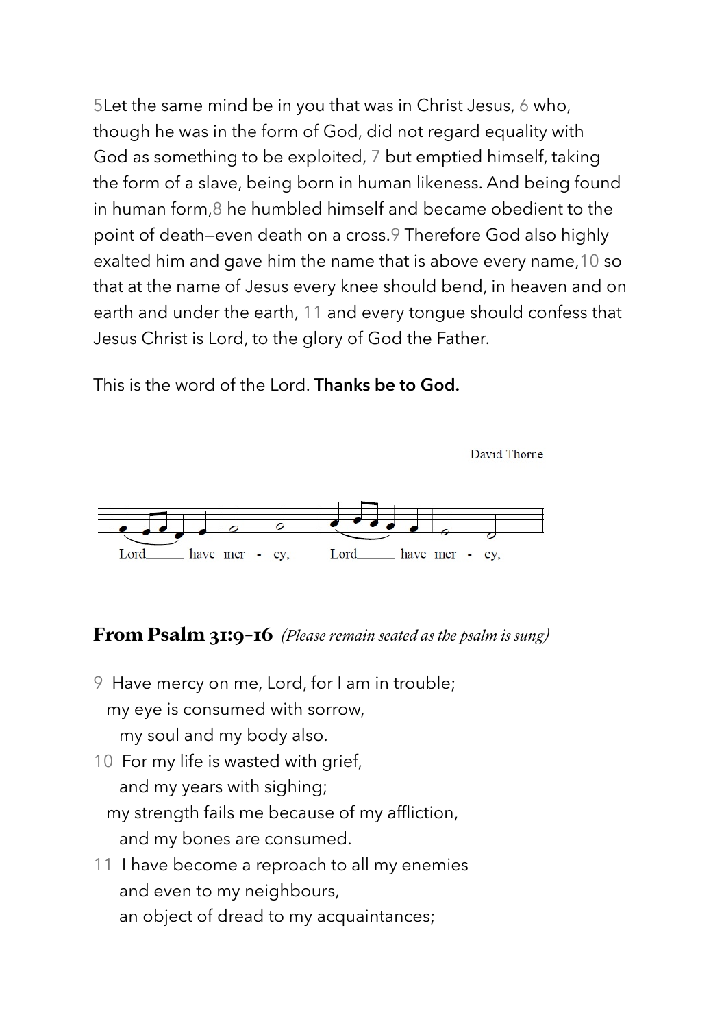5Let the same mind be in you that was in Christ Jesus, 6 who, though he was in the form of God, did not regard equality with God as something to be exploited, 7 but emptied himself, taking the form of a slave, being born in human likeness. And being found in human form,8 he humbled himself and became obedient to the point of death—even death on a cross.9 Therefore God also highly exalted him and gave him the name that is above every name,10 so that at the name of Jesus every knee should bend, in heaven and on earth and under the earth, 11 and every tongue should confess that Jesus Christ is Lord, to the glory of God the Father.

This is the word of the Lord. **Thanks be to God.**

David Thorne

Lord\_\_\_ have mer - cy, Lord\_\_\_ have mer - cy,

## From Psalm 31:9-16 *(Please remain seated as the psalm is sung)*

9 Have mercy on me, Lord, for I am in trouble;
  my eye is consumed with sorrow,
    my soul and my body also.
10 For my life is wasted with grief,
    and my years with sighing;
  my strength fails me because of my affliction,
    and my bones are consumed.
11 I have become a reproach to all my enemies
    and even to my neighbours,
    an object of dread to my acquaintances;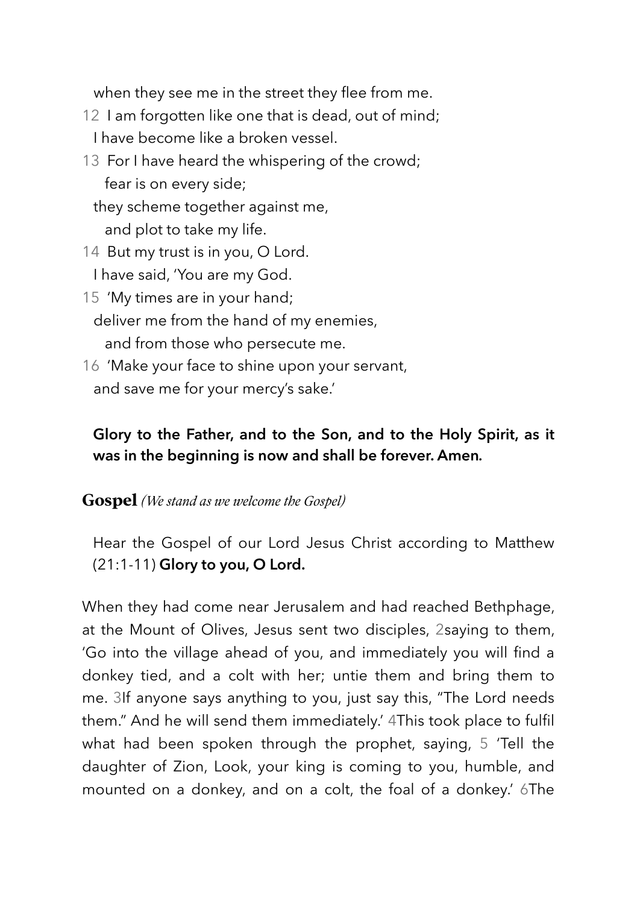when they see me in the street they flee from me.

12 I am forgotten like one that is dead, out of mind;
I have become like a broken vessel.

13 For I have heard the whispering of the crowd;
fear is on every side;
they scheme together against me,
and plot to take my life.

14 But my trust is in you, O Lord.
I have said, 'You are my God.

15 'My times are in your hand;
deliver me from the hand of my enemies,
and from those who persecute me.

16 'Make your face to shine upon your servant,
and save me for your mercy's sake.'

**Glory to the Father, and to the Son, and to the Holy Spirit, as it was in the beginning is now and shall be forever. Amen.**

## Gospel *(We stand as we welcome the Gospel)*

Hear the Gospel of our Lord Jesus Christ according to Matthew (21:1-11) **Glory to you, O Lord.**

When they had come near Jerusalem and had reached Bethphage, at the Mount of Olives, Jesus sent two disciples, 2saying to them, 'Go into the village ahead of you, and immediately you will find a donkey tied, and a colt with her; untie them and bring them to me. 3If anyone says anything to you, just say this, "The Lord needs them." And he will send them immediately.' 4This took place to fulfil what had been spoken through the prophet, saying, 5 'Tell the daughter of Zion, Look, your king is coming to you, humble, and mounted on a donkey, and on a colt, the foal of a donkey.' 6The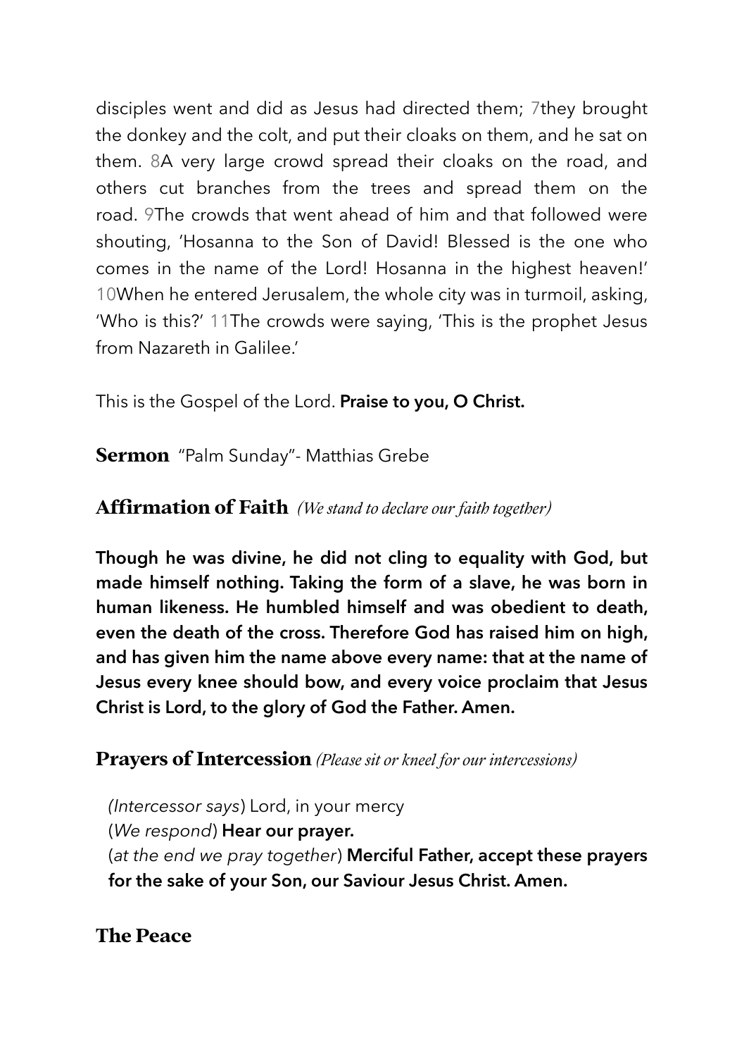disciples went and did as Jesus had directed them; 7they brought the donkey and the colt, and put their cloaks on them, and he sat on them. 8A very large crowd spread their cloaks on the road, and others cut branches from the trees and spread them on the road. 9The crowds that went ahead of him and that followed were shouting, 'Hosanna to the Son of David! Blessed is the one who comes in the name of the Lord! Hosanna in the highest heaven!' 10When he entered Jerusalem, the whole city was in turmoil, asking, 'Who is this?' 11The crowds were saying, 'This is the prophet Jesus from Nazareth in Galilee.'

This is the Gospel of the Lord. **Praise to you, O Christ.**

**Sermon** "Palm Sunday"- Matthias Grebe

## Affirmation of Faith *(We stand to declare our faith together)*

**Though he was divine, he did not cling to equality with God, but made himself nothing. Taking the form of a slave, he was born in human likeness. He humbled himself and was obedient to death, even the death of the cross. Therefore God has raised him on high, and has given him the name above every name: that at the name of Jesus every knee should bow, and every voice proclaim that Jesus Christ is Lord, to the glory of God the Father. Amen.**

## Prayers of Intercession *(Please sit or kneel for our intercessions)*

*(Intercessor says)* Lord, in your mercy
(*We respond*) **Hear our prayer.**
(*at the end we pray together*) **Merciful Father, accept these prayers for the sake of your Son, our Saviour Jesus Christ. Amen.**

## The Peace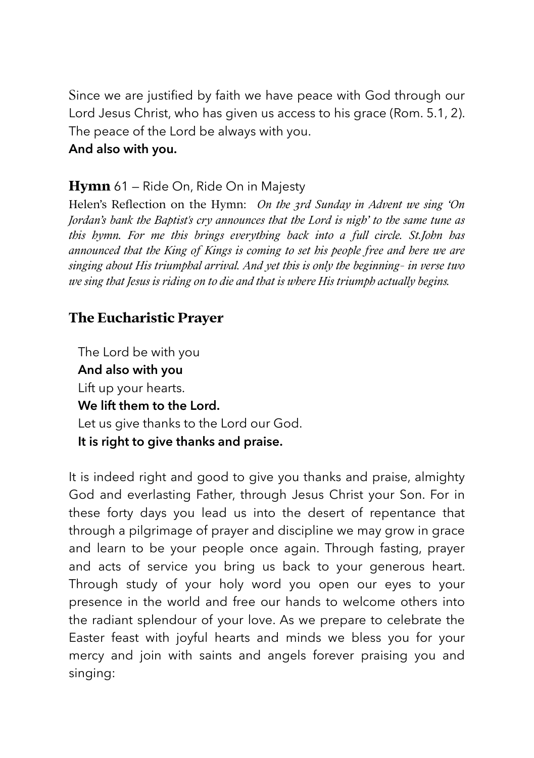Since we are justified by faith we have peace with God through our Lord Jesus Christ, who has given us access to his grace (Rom. 5.1, 2). The peace of the Lord be always with you.
**And also with you.**

**Hymn** 61 — Ride On, Ride On in Majesty

Helen's Reflection on the Hymn: *On the 3rd Sunday in Advent we sing 'On Jordan's bank the Baptist's cry announces that the Lord is nigh' to the same tune as this hymn. For me this brings everything back into a full circle. St.John has announced that the King of Kings is coming to set his people free and here we are singing about His triumphal arrival. And yet this is only the beginning- in verse two we sing that Jesus is riding on to die and that is where His triumph actually begins.*

## The Eucharistic Prayer

The Lord be with you
**And also with you**
Lift up your hearts.
**We lift them to the Lord.**
Let us give thanks to the Lord our God.
**It is right to give thanks and praise.**

It is indeed right and good to give you thanks and praise, almighty God and everlasting Father, through Jesus Christ your Son. For in these forty days you lead us into the desert of repentance that through a pilgrimage of prayer and discipline we may grow in grace and learn to be your people once again. Through fasting, prayer and acts of service you bring us back to your generous heart. Through study of your holy word you open our eyes to your presence in the world and free our hands to welcome others into the radiant splendour of your love. As we prepare to celebrate the Easter feast with joyful hearts and minds we bless you for your mercy and join with saints and angels forever praising you and singing: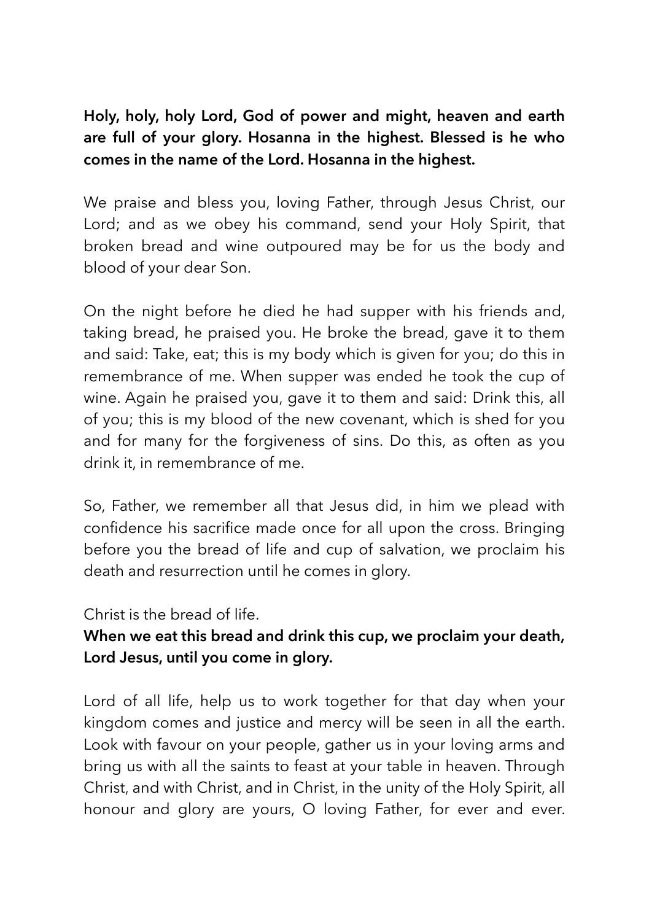**Holy, holy, holy Lord, God of power and might, heaven and earth are full of your glory. Hosanna in the highest. Blessed is he who comes in the name of the Lord. Hosanna in the highest.**

We praise and bless you, loving Father, through Jesus Christ, our Lord; and as we obey his command, send your Holy Spirit, that broken bread and wine outpoured may be for us the body and blood of your dear Son.

On the night before he died he had supper with his friends and, taking bread, he praised you. He broke the bread, gave it to them and said: Take, eat; this is my body which is given for you; do this in remembrance of me. When supper was ended he took the cup of wine. Again he praised you, gave it to them and said: Drink this, all of you; this is my blood of the new covenant, which is shed for you and for many for the forgiveness of sins. Do this, as often as you drink it, in remembrance of me.

So, Father, we remember all that Jesus did, in him we plead with confidence his sacrifice made once for all upon the cross. Bringing before you the bread of life and cup of salvation, we proclaim his death and resurrection until he comes in glory.

Christ is the bread of life.
**When we eat this bread and drink this cup, we proclaim your death, Lord Jesus, until you come in glory.**

Lord of all life, help us to work together for that day when your kingdom comes and justice and mercy will be seen in all the earth. Look with favour on your people, gather us in your loving arms and bring us with all the saints to feast at your table in heaven. Through Christ, and with Christ, and in Christ, in the unity of the Holy Spirit, all honour and glory are yours, O loving Father, for ever and ever.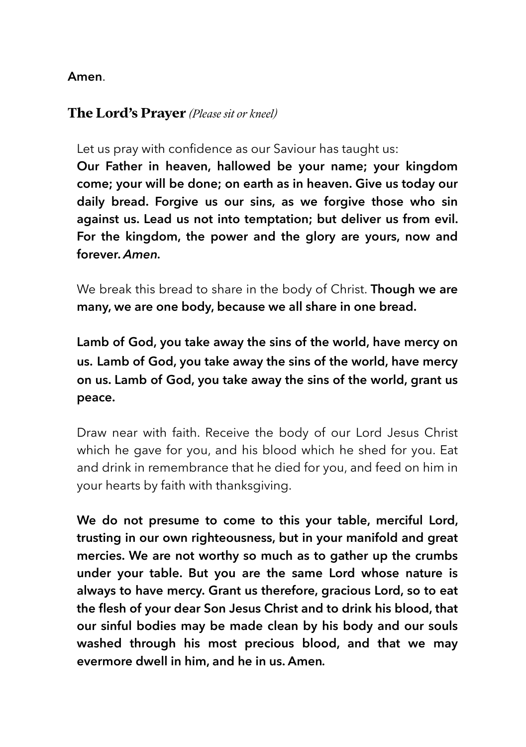**Amen**.

## **The Lord's Prayer** *(Please sit or kneel)*

Let us pray with confidence as our Saviour has taught us:
**Our Father in heaven, hallowed be your name; your kingdom come; your will be done; on earth as in heaven. Give us today our daily bread. Forgive us our sins, as we forgive those who sin against us. Lead us not into temptation; but deliver us from evil. For the kingdom, the power and the glory are yours, now and forever.** ***Amen.***

We break this bread to share in the body of Christ. **Though we are many, we are one body, because we all share in one bread.**

**Lamb of God, you take away the sins of the world, have mercy on us. Lamb of God, you take away the sins of the world, have mercy on us. Lamb of God, you take away the sins of the world, grant us peace.**

Draw near with faith. Receive the body of our Lord Jesus Christ which he gave for you, and his blood which he shed for you. Eat and drink in remembrance that he died for you, and feed on him in your hearts by faith with thanksgiving.

**We do not presume to come to this your table, merciful Lord, trusting in our own righteousness, but in your manifold and great mercies. We are not worthy so much as to gather up the crumbs under your table. But you are the same Lord whose nature is always to have mercy. Grant us therefore, gracious Lord, so to eat the flesh of your dear Son Jesus Christ and to drink his blood, that our sinful bodies may be made clean by his body and our souls washed through his most precious blood, and that we may evermore dwell in him, and he in us. Amen.**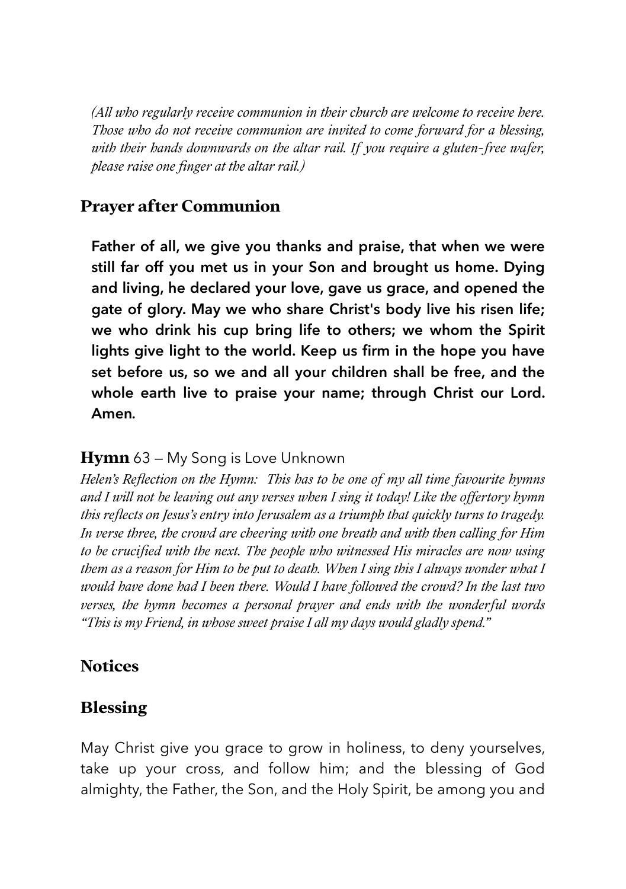*(All who regularly receive communion in their church are welcome to receive here. Those who do not receive communion are invited to come forward for a blessing, with their hands downwards on the altar rail. If you require a gluten-free wafer, please raise one finger at the altar rail.)*

## Prayer after Communion

**Father of all, we give you thanks and praise, that when we were still far off you met us in your Son and brought us home. Dying and living, he declared your love, gave us grace, and opened the gate of glory. May we who share Christ's body live his risen life; we who drink his cup bring life to others; we whom the Spirit lights give light to the world. Keep us firm in the hope you have set before us, so we and all your children shall be free, and the whole earth live to praise your name; through Christ our Lord. Amen.**

**Hymn** 63 – My Song is Love Unknown

*Helen's Reflection on the Hymn: This has to be one of my all time favourite hymns and I will not be leaving out any verses when I sing it today! Like the offertory hymn this reflects on Jesus's entry into Jerusalem as a triumph that quickly turns to tragedy. In verse three, the crowd are cheering with one breath and with then calling for Him to be crucified with the next. The people who witnessed His miracles are now using them as a reason for Him to be put to death. When I sing this I always wonder what I would have done had I been there. Would I have followed the crowd? In the last two verses, the hymn becomes a personal prayer and ends with the wonderful words "This is my Friend, in whose sweet praise I all my days would gladly spend."*

## Notices

## Blessing

May Christ give you grace to grow in holiness, to deny yourselves, take up your cross, and follow him; and the blessing of God almighty, the Father, the Son, and the Holy Spirit, be among you and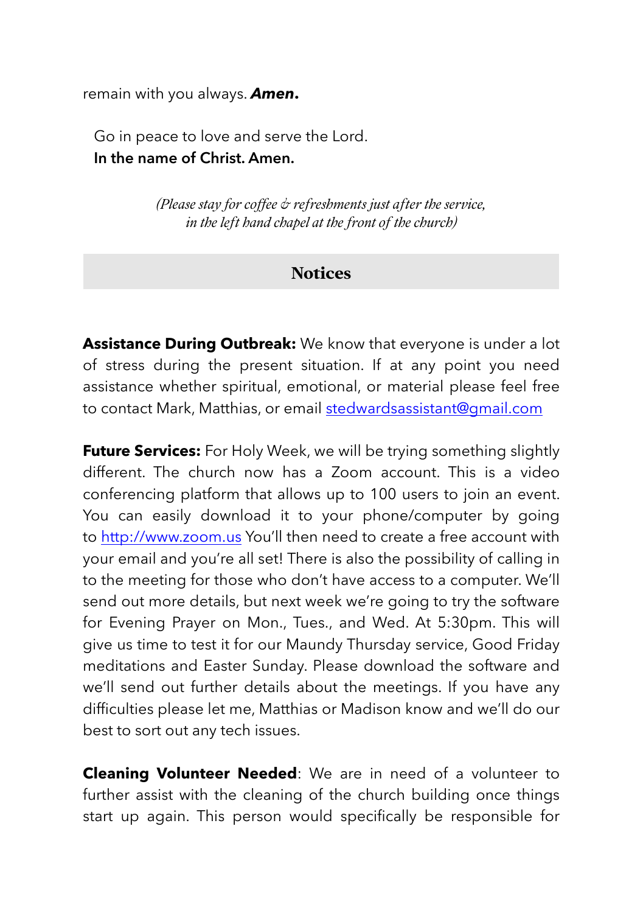remain with you always. ***Amen.***

Go in peace to love and serve the Lord.
**In the name of Christ. Amen.**

*(Please stay for coffee & refreshments just after the service, in the left hand chapel at the front of the church)*

## Notices

**Assistance During Outbreak:** We know that everyone is under a lot of stress during the present situation. If at any point you need assistance whether spiritual, emotional, or material please feel free to contact Mark, Matthias, or email stedwardsassistant@gmail.com

**Future Services:** For Holy Week, we will be trying something slightly different. The church now has a Zoom account. This is a video conferencing platform that allows up to 100 users to join an event. You can easily download it to your phone/computer by going to http://www.zoom.us You'll then need to create a free account with your email and you're all set! There is also the possibility of calling in to the meeting for those who don't have access to a computer. We'll send out more details, but next week we're going to try the software for Evening Prayer on Mon., Tues., and Wed. At 5:30pm. This will give us time to test it for our Maundy Thursday service, Good Friday meditations and Easter Sunday. Please download the software and we'll send out further details about the meetings. If you have any difficulties please let me, Matthias or Madison know and we'll do our best to sort out any tech issues.

**Cleaning Volunteer Needed**: We are in need of a volunteer to further assist with the cleaning of the church building once things start up again. This person would specifically be responsible for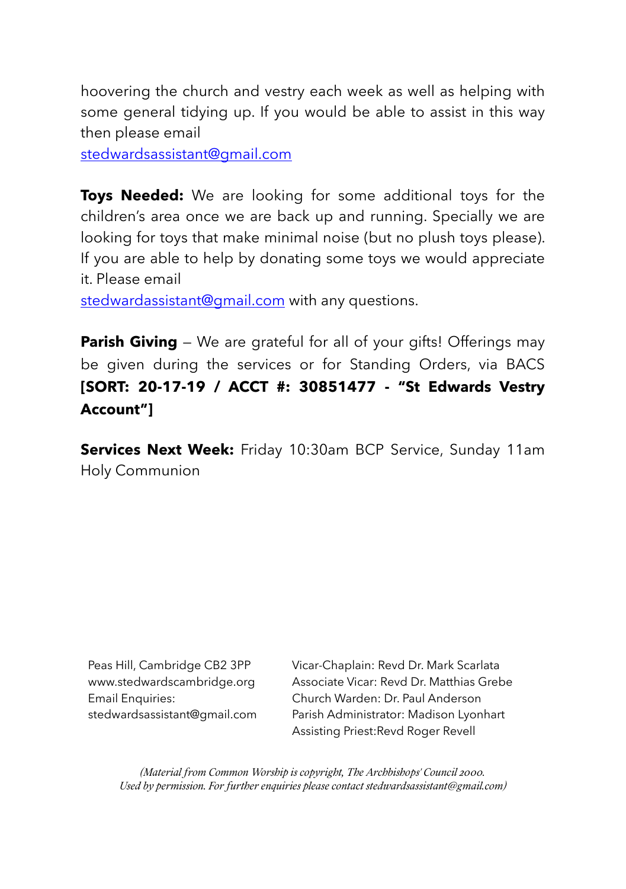hoovering the church and vestry each week as well as helping with some general tidying up. If you would be able to assist in this way then please email
stedwardsassistant@gmail.com

**Toys Needed:** We are looking for some additional toys for the children's area once we are back up and running. Specially we are looking for toys that make minimal noise (but no plush toys please). If you are able to help by donating some toys we would appreciate it. Please email
stedwardsassistant@gmail.com with any questions.

**Parish Giving** – We are grateful for all of your gifts! Offerings may be given during the services or for Standing Orders, via BACS **[SORT: 20-17-19 / ACCT #: 30851477 - "St Edwards Vestry Account"]**

**Services Next Week:** Friday 10:30am BCP Service, Sunday 11am Holy Communion

Peas Hill, Cambridge CB2 3PP
www.stedwardscambridge.org
Email Enquiries:
stedwardsassistant@gmail.com

Vicar-Chaplain: Revd Dr. Mark Scarlata
Associate Vicar: Revd Dr. Matthias Grebe
Church Warden: Dr. Paul Anderson
Parish Administrator: Madison Lyonhart
Assisting Priest:Revd Roger Revell

*(Material from Common Worship is copyright, The Archbishops' Council 2000. Used by permission. For further enquiries please contact stedwardsassistant@gmail.com)*